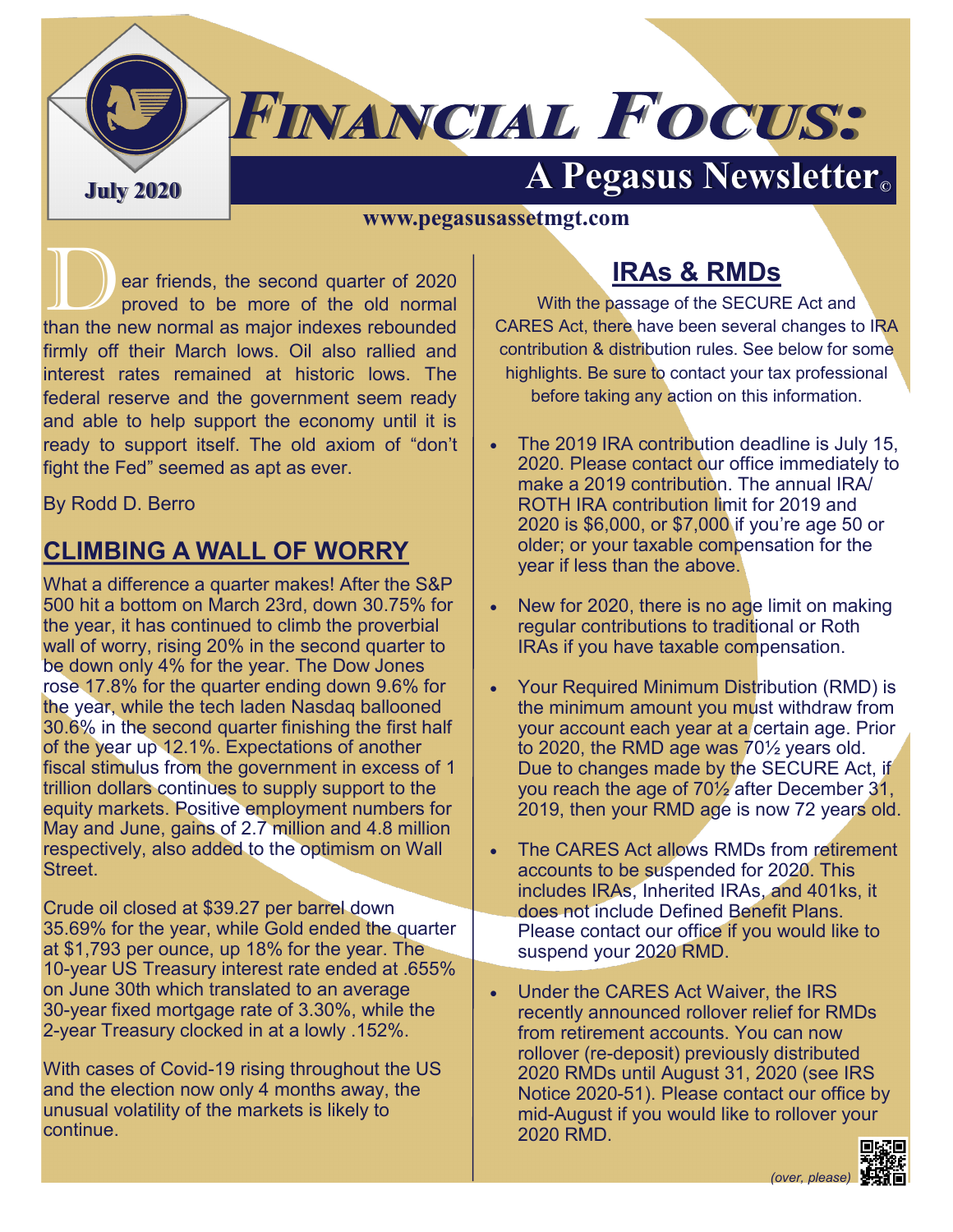# Financial Focus:

## A Pegasus Newsletter©

**July 2020**

**www.pegasusassetmgt.com**

Dear friends, the second quarter of 2020 proved to be more of the old normal than the new normal as major indexes rebounded firmly off their March lows. Oil also rallied and interest rates remained at historic lows. The federal reserve and the government seem ready and able to help support the economy until it is ready to support itself. The old axiom of "don't fight the Fed" seemed as apt as ever.

By Rodd D. Berro

## CLIMBING A WALL OF WORRY

What a difference a quarter makes! After the S&P 500 hit a bottom on March 23rd, down 30.75% for the year, it has continued to climb the proverbial wall of worry, rising 20% in the second quarter to be down only 4% for the year. The Dow Jones rose 17.8% for the quarter ending down 9.6% for the year, while the tech laden Nasdaq ballooned 30.6% in the second quarter finishing the first half of the year up 12.1%. Expectations of another fiscal stimulus from the government in excess of 1 trillion dollars continues to supply support to the equity markets. Positive employment numbers for May and June, gains of 2.7 million and 4.8 million respectively, also added to the optimism on Wall Street.

Crude oil closed at $39.27 per barrel down 35.69% for the year, while Gold ended the quarter at $1,793 per ounce, up 18% for the year. The 10-year US Treasury interest rate ended at .655% on June 30th which translated to an average 30-year fixed mortgage rate of 3.30%, while the 2-year Treasury clocked in at a lowly .152%.

With cases of Covid-19 rising throughout the US and the election now only 4 months away, the unusual volatility of the markets is likely to continue.

## IRAs & RMDs

With the passage of the SECURE Act and CARES Act, there have been several changes to IRA contribution & distribution rules. See below for some highlights. Be sure to contact your tax professional before taking any action on this information.

- The 2019 IRA contribution deadline is July 15, 2020. Please contact our office immediately to make a 2019 contribution. The annual IRA/ ROTH IRA contribution limit for 2019 and 2020 is $6,000, or $7,000 if you're age 50 or older; or your taxable compensation for the year if less than the above.
- New for 2020, there is no age limit on making regular contributions to traditional or Roth IRAs if you have taxable compensation.
- Your Required Minimum Distribution (RMD) is the minimum amount you must withdraw from your account each year at a certain age. Prior to 2020, the RMD age was 70½ years old. Due to changes made by the SECURE Act, if you reach the age of 70½ after December 31, 2019, then your RMD age is now 72 years old.
- The CARES Act allows RMDs from retirement accounts to be suspended for 2020. This includes IRAs, Inherited IRAs, and 401ks, it does not include Defined Benefit Plans. Please contact our office if you would like to suspend your 2020 RMD.
- Under the CARES Act Waiver, the IRS recently announced rollover relief for RMDs from retirement accounts. You can now rollover (re-deposit) previously distributed 2020 RMDs until August 31, 2020 (see IRS Notice 2020-51). Please contact our office by mid-August if you would like to rollover your 2020 RMD.

*(over, please)*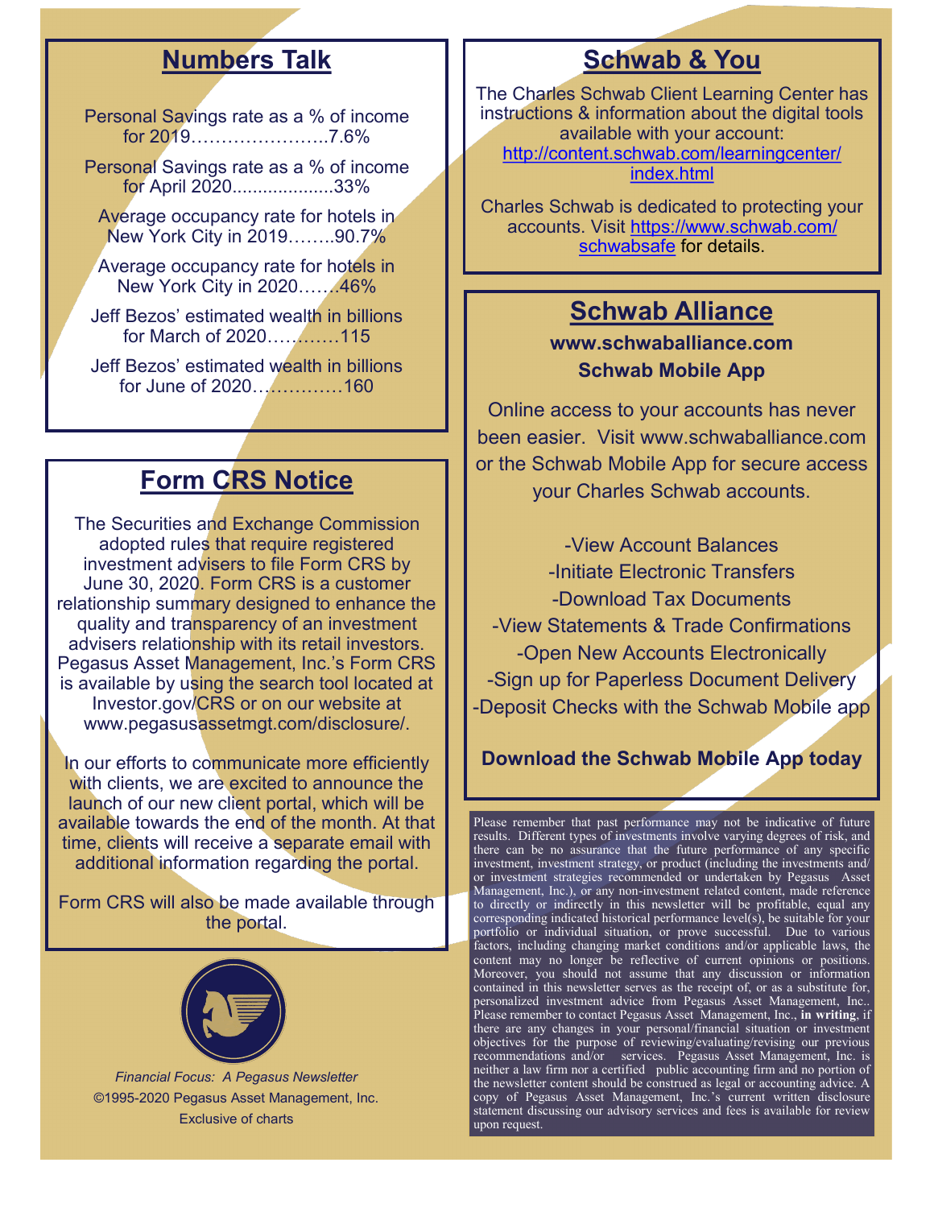## Numbers Talk

Personal Savings rate as a % of income for 2019…………………..7.6%

Personal Savings rate as a % of income for April 2020....................33%

Average occupancy rate for hotels in New York City in 2019……..90.7%

Average occupancy rate for hotels in New York City in 2020…….46%

Jeff Bezos' estimated wealth in billions for March of 2020…………115

Jeff Bezos' estimated wealth in billions for June of 2020……………160

## Form CRS Notice

The Securities and Exchange Commission adopted rules that require registered investment advisers to file Form CRS by June 30, 2020. Form CRS is a customer relationship summary designed to enhance the quality and transparency of an investment advisers relationship with its retail investors. Pegasus Asset Management, Inc.'s Form CRS is available by using the search tool located at Investor.gov/CRS or on our website at www.pegasusassetmgt.com/disclosure/.

In our efforts to communicate more efficiently with clients, we are excited to announce the launch of our new client portal, which will be available towards the end of the month. At that time, clients will receive a separate email with additional information regarding the portal.

Form CRS will also be made available through the portal.

*Financial Focus: A Pegasus Newsletter*
©1995-2020 Pegasus Asset Management, Inc.
Exclusive of charts

## Schwab & You

The Charles Schwab Client Learning Center has instructions & information about the digital tools available with your account: [http://content.schwab.com/learningcenter/index.html](http://content.schwab.com/learningcenter/index.html)

Charles Schwab is dedicated to protecting your accounts. Visit [https://www.schwab.com/schwabsafe](https://www.schwab.com/schwabsafe) for details.

## Schwab Alliance

**www.schwaballiance.com**
**Schwab Mobile App**

Online access to your accounts has never been easier. Visit www.schwaballiance.com or the Schwab Mobile App for secure access your Charles Schwab accounts.

-View Account Balances
-Initiate Electronic Transfers
-Download Tax Documents
-View Statements & Trade Confirmations
-Open New Accounts Electronically
-Sign up for Paperless Document Delivery
-Deposit Checks with the Schwab Mobile app

**Download the Schwab Mobile App today**

Please remember that past performance may not be indicative of future results. Different types of investments involve varying degrees of risk, and there can be no assurance that the future performance of any specific investment, investment strategy, or product (including the investments and/or investment strategies recommended or undertaken by Pegasus Asset Management, Inc.), or any non-investment related content, made reference to directly or indirectly in this newsletter will be profitable, equal any corresponding indicated historical performance level(s), be suitable for your portfolio or individual situation, or prove successful. Due to various factors, including changing market conditions and/or applicable laws, the content may no longer be reflective of current opinions or positions. Moreover, you should not assume that any discussion or information contained in this newsletter serves as the receipt of, or as a substitute for, personalized investment advice from Pegasus Asset Management, Inc.. Please remember to contact Pegasus Asset Management, Inc., **in writing**, if there are any changes in your personal/financial situation or investment objectives for the purpose of reviewing/evaluating/revising our previous recommendations and/or services. Pegasus Asset Management, Inc. is neither a law firm nor a certified public accounting firm and no portion of the newsletter content should be construed as legal or accounting advice. A copy of Pegasus Asset Management, Inc.'s current written disclosure statement discussing our advisory services and fees is available for review upon request.